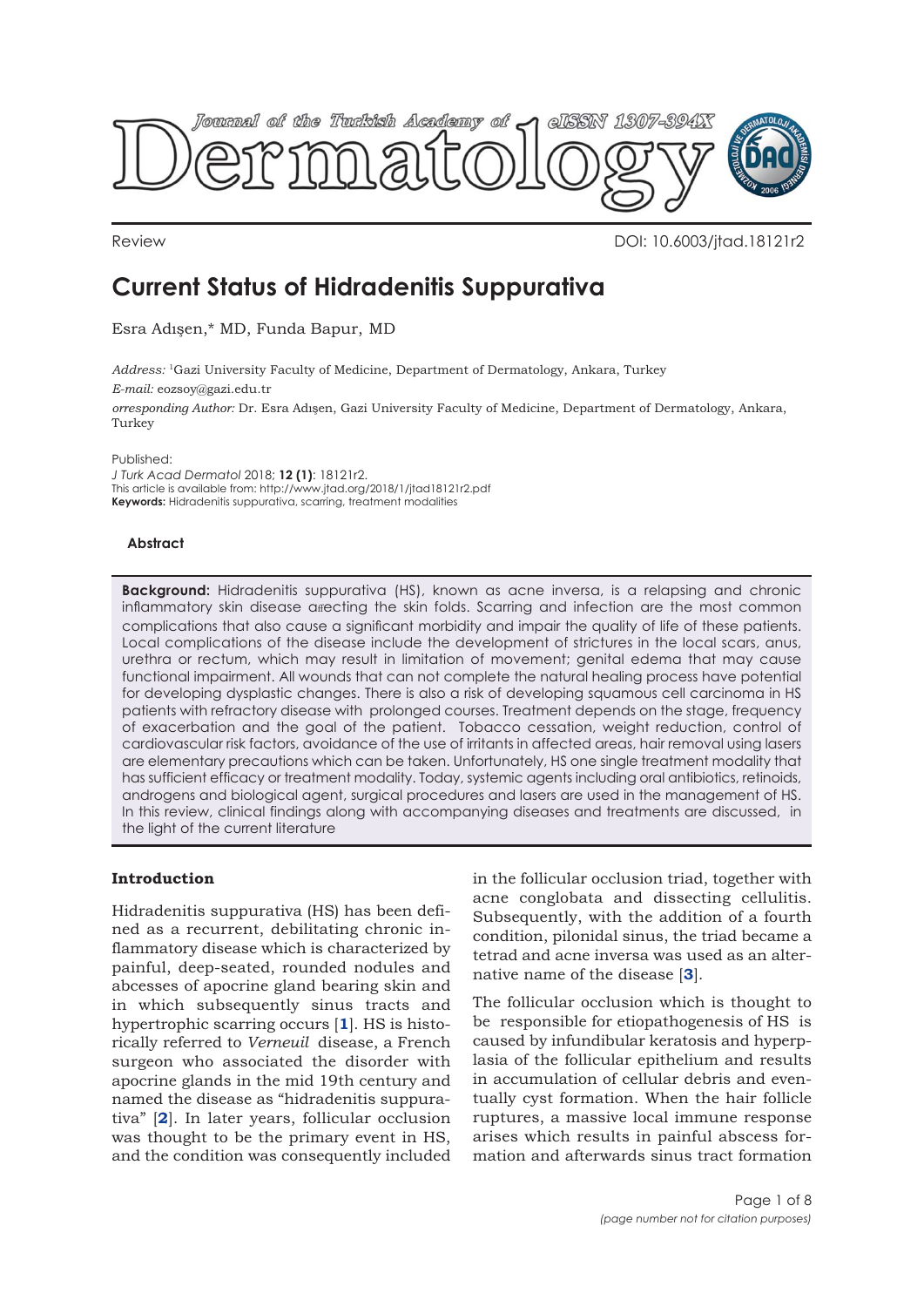Review

DOI: 10.6003/jtad.18121r2

# Current Status of Hidradenitis Suppurativa

Esra Adışen,* MD, Funda Bapur, MD

*Address:* [1]Gazi University Faculty of Medicine, Department of Dermatology, Ankara, Turkey

*E-mail:* eozsoy@gazi.edu.tr

*orresponding Author:* Dr. Esra Adışen, Gazi University Faculty of Medicine, Department of Dermatology, Ankara, Turkey

Published:
*J Turk Acad Dermatol* 2018; **12 (1)**: 18121r2.
This article is available from: http://www.jtad.org/2018/1/jtad18121r2.pdf
**Keywords:** Hidradenitis suppurativa, scarring, treatment modalities

### Abstract

**Background:** Hidradenitis suppurativa (HS), known as acne inversa, is a relapsing and chronic inflammatory skin disease affecting the skin folds. Scarring and infection are the most common complications that also cause a significant morbidity and impair the quality of life of these patients. Local complications of the disease include the development of strictures in the local scars, anus, urethra or rectum, which may result in limitation of movement; genital edema that may cause functional impairment. All wounds that can not complete the natural healing process have potential for developing dysplastic changes. There is also a risk of developing squamous cell carcinoma in HS patients with refractory disease with prolonged courses. Treatment depends on the stage, frequency of exacerbation and the goal of the patient. Tobacco cessation, weight reduction, control of cardiovascular risk factors, avoidance of the use of irritants in affected areas, hair removal using lasers are elementary precautions which can be taken. Unfortunately, HS one single treatment modality that has sufficient efficacy or treatment modality. Today, systemic agents including oral antibiotics, retinoids, androgens and biological agent, surgical procedures and lasers are used in the management of HS. In this review, clinical findings along with accompanying diseases and treatments are discussed, in the light of the current literature

## Introduction

Hidradenitis suppurativa (HS) has been defined as a recurrent, debilitating chronic inflammatory disease which is characterized by painful, deep-seated, rounded nodules and abcesses of apocrine gland bearing skin and in which subsequently sinus tracts and hypertrophic scarring occurs [**1**]. HS is historically referred to *Verneuil* disease, a French surgeon who associated the disorder with apocrine glands in the mid 19th century and named the disease as "hidradenitis suppurativa" [**2**]. In later years, follicular occlusion was thought to be the primary event in HS, and the condition was consequently included in the follicular occlusion triad, together with acne conglobata and dissecting cellulitis. Subsequently, with the addition of a fourth condition, pilonidal sinus, the triad became a tetrad and acne inversa was used as an alternative name of the disease [**3**].

The follicular occlusion which is thought to be responsible for etiopathogenesis of HS is caused by infundibular keratosis and hyperplasia of the follicular epithelium and results in accumulation of cellular debris and eventually cyst formation. When the hair follicle ruptures, a massive local immune response arises which results in painful abscess formation and afterwards sinus tract formation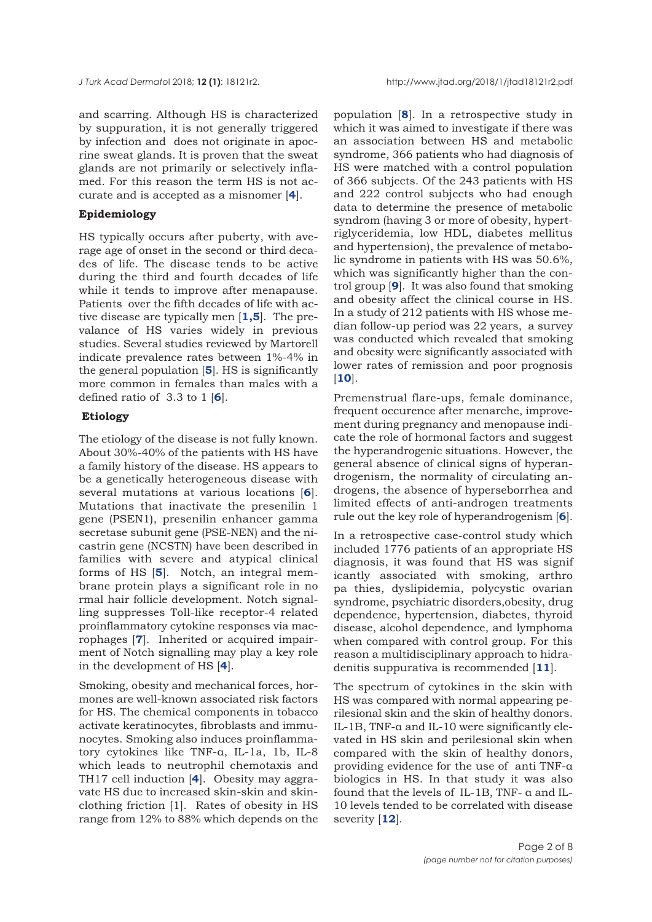and scarring. Although HS is characterized by suppuration, it is not generally triggered by infection and does not originate in apocrine sweat glands. It is proven that the sweat glands are not primarily or selectively inflamed. For this reason the term HS is not accurate and is accepted as a misnomer [**4**].

**Epidemiology**

HS typically occurs after puberty, with average age of onset in the second or third decades of life. The disease tends to be active during the third and fourth decades of life while it tends to improve after menapause. Patients over the fifth decades of life with active disease are typically men [**1,5**]. The prevalance of HS varies widely in previous studies. Several studies reviewed by Martorell indicate prevalence rates between 1%-4% in the general population [**5**]. HS is significantly more common in females than males with a defined ratio of 3.3 to 1 [**6**].

**Etiology**

The etiology of the disease is not fully known. About 30%-40% of the patients with HS have a family history of the disease. HS appears to be a genetically heterogeneous disease with several mutations at various locations [**6**]. Mutations that inactivate the presenilin 1 gene (PSEN1), presenilin enhancer gamma secretase subunit gene (PSE-NEN) and the nicastrin gene (NCSTN) have been described in families with severe and atypical clinical forms of HS [**5**]. Notch, an integral membrane protein plays a significant role in normal hair follicle development. Notch signalling suppresses Toll-like receptor-4 related proinflammatory cytokine responses via macrophages [**7**]. Inherited or acquired impairment of Notch signalling may play a key role in the development of HS [**4**].

Smoking, obesity and mechanical forces, hormones are well-known associated risk factors for HS. The chemical components in tobacco activate keratinocytes, fibroblasts and immunocytes. Smoking also induces proinflammatory cytokines like TNF-α, IL-1a, 1b, IL-8 which leads to neutrophil chemotaxis and TH17 cell induction [**4**]. Obesity may aggravate HS due to increased skin-skin and skin-clothing friction [1]. Rates of obesity in HS range from 12% to 88% which depends on the population [**8**]. In a retrospective study in which it was aimed to investigate if there was an association between HS and metabolic syndrome, 366 patients who had diagnosis of HS were matched with a control population of 366 subjects. Of the 243 patients with HS and 222 control subjects who had enough data to determine the presence of metabolic syndrom (having 3 or more of obesity, hypertriglyceridemia, low HDL, diabetes mellitus and hypertension), the prevalence of metabolic syndrome in patients with HS was 50.6%, which was significantly higher than the control group [**9**]. It was also found that smoking and obesity affect the clinical course in HS. In a study of 212 patients with HS whose median follow-up period was 22 years, a survey was conducted which revealed that smoking and obesity were significantly associated with lower rates of remission and poor prognosis [**10**].

Premenstrual flare-ups, female dominance, frequent occurence after menarche, improvement during pregnancy and menopause indicate the role of hormonal factors and suggest the hyperandrogenic situations. However, the general absence of clinical signs of hyperandrogenism, the normality of circulating androgens, the absence of hyperseborrhea and limited effects of anti-androgen treatments rule out the key role of hyperandrogenism [**6**].

In a retrospective case-control study which included 1776 patients of an appropriate HS diagnosis, it was found that HS was significantly associated with smoking, arthropathies, dyslipidemia, polycystic ovarian syndrome, psychiatric disorders,obesity, drug dependence, hypertension, diabetes, thyroid disease, alcohol dependence, and lymphoma when compared with control group. For this reason a multidisciplinary approach to hidradenitis suppurativa is recommended [**11**].

The spectrum of cytokines in the skin with HS was compared with normal appearing perilesional skin and the skin of healthy donors. IL-1B, TNF-α and IL-10 were significantly elevated in HS skin and perilesional skin when compared with the skin of healthy donors, providing evidence for the use of anti TNF-α biologics in HS. In that study it was also found that the levels of IL-1B, TNF- α and IL-10 levels tended to be correlated with disease severity [**12**].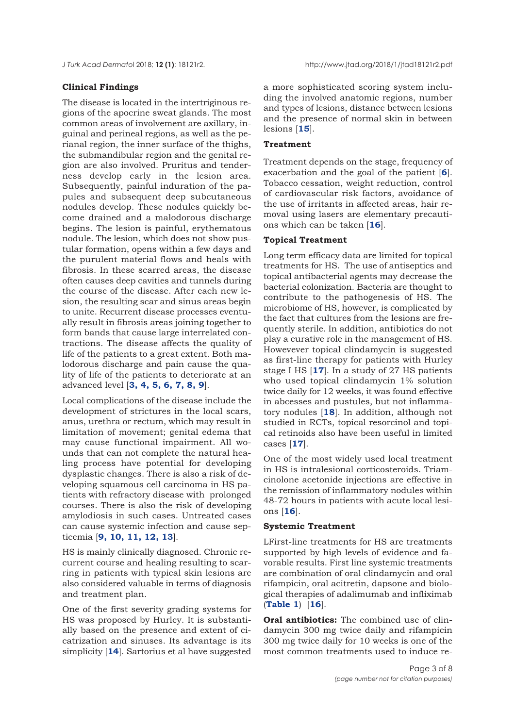### Clinical Findings

The disease is located in the intertriginous regions of the apocrine sweat glands. The most common areas of involvement are axillary, inguinal and perineal regions, as well as the perianal region, the inner surface of the thighs, the submandibular region and the genital region are also involved. Pruritus and tenderness develop early in the lesion area. Subsequently, painful induration of the papules and subsequent deep subcutaneous nodules develop. These nodules quickly become drained and a malodorous discharge begins. The lesion is painful, erythematous nodule. The lesion, which does not show pustular formation, opens within a few days and the purulent material flows and heals with fibrosis. In these scarred areas, the disease often causes deep cavities and tunnels during the course of the disease. After each new lesion, the resulting scar and sinus areas begin to unite. Recurrent disease processes eventually result in fibrosis areas joining together to form bands that cause large interrelated contractions. The disease affects the quality of life of the patients to a great extent. Both malodorous discharge and pain cause the quality of life of the patients to deteriorate at an advanced level [**3, 4, 5, 6, 7, 8, 9**].

Local complications of the disease include the development of strictures in the local scars, anus, urethra or rectum, which may result in limitation of movement; genital edema that may cause functional impairment. All wounds that can not complete the natural healing process have potential for developing dysplastic changes. There is also a risk of developing squamous cell carcinoma in HS patients with refractory disease with prolonged courses. There is also the risk of developing amylodiosis in such cases. Untreated cases can cause systemic infection and cause septicemia [**9, 10, 11, 12, 13**].

HS is mainly clinically diagnosed. Chronic recurrent course and healing resulting to scarring in patients with typical skin lesions are also considered valuable in terms of diagnosis and treatment plan.

One of the first severity grading systems for HS was proposed by Hurley. It is substantially based on the presence and extent of cicatrization and sinuses. Its advantage is its simplicity [**14**]. Sartorius et al have suggested a more sophisticated scoring system including the involved anatomic regions, number and types of lesions, distance between lesions and the presence of normal skin in between lesions [**15**].

### Treatment

Treatment depends on the stage, frequency of exacerbation and the goal of the patient [**6**]. Tobacco cessation, weight reduction, control of cardiovascular risk factors, avoidance of the use of irritants in affected areas, hair removal using lasers are elementary precautions which can be taken [**16**].

### Topical Treatment

Long term efficacy data are limited for topical treatments for HS. The use of antiseptics and topical antibacterial agents may decrease the bacterial colonization. Bacteria are thought to contribute to the pathogenesis of HS. The microbiome of HS, however, is complicated by the fact that cultures from the lesions are frequently sterile. In addition, antibiotics do not play a curative role in the management of HS. Howevever topical clindamycin is suggested as first-line therapy for patients with Hurley stage I HS [**17**]. In a study of 27 HS patients who used topical clindamycin 1% solution twice daily for 12 weeks, it was found effective in abscesses and pustules, but not inflammatory nodules [**18**]. In addition, although not studied in RCTs, topical resorcinol and topical retinoids also have been useful in limited cases [**17**].

One of the most widely used local treatment in HS is intralesional corticosteroids. Triamcinolone acetonide injections are effective in the remission of inflammatory nodules within 48-72 hours in patients with acute local lesions [**16**].

### Systemic Treatment

LFirst-line treatments for HS are treatments supported by high levels of evidence and favorable results. First line systemic treatments are combination of oral clindamycin and oral rifampicin, oral acitretin, dapsone and biological therapies of adalimumab and infliximab (**Table 1**) [**16**].

**Oral antibiotics:** The combined use of clindamycin 300 mg twice daily and rifampicin 300 mg twice daily for 10 weeks is one of the most common treatments used to induce re-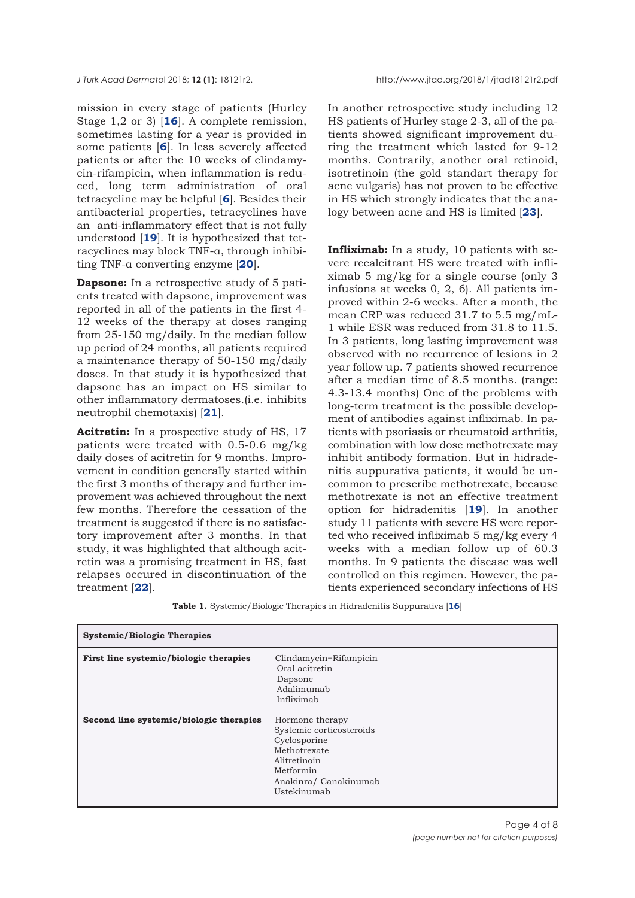mission in every stage of patients (Hurley Stage 1,2 or 3) [16]. A complete remission, sometimes lasting for a year is provided in some patients [6]. In less severely affected patients or after the 10 weeks of clindamycin-rifampicin, when inflammation is reduced, long term administration of oral tetracycline may be helpful [6]. Besides their antibacterial properties, tetracyclines have an anti-inflammatory effect that is not fully understood [19]. It is hypothesized that tetracyclines may block TNF-α, through inhibiting TNF-α converting enzyme [20].

**Dapsone:** In a retrospective study of 5 patients treated with dapsone, improvement was reported in all of the patients in the first 4-12 weeks of the therapy at doses ranging from 25-150 mg/daily. In the median follow up period of 24 months, all patients required a maintenance therapy of 50-150 mg/daily doses. In that study it is hypothesized that dapsone has an impact on HS similar to other inflammatory dermatoses.(i.e. inhibits neutrophil chemotaxis) [21].

**Acitretin:** In a prospective study of HS, 17 patients were treated with 0.5-0.6 mg/kg daily doses of acitretin for 9 months. Improvement in condition generally started within the first 3 months of therapy and further improvement was achieved throughout the next few months. Therefore the cessation of the treatment is suggested if there is no satisfactory improvement after 3 months. In that study, it was highlighted that although acitretin was a promising treatment in HS, fast relapses occured in discontinuation of the treatment [22].

In another retrospective study including 12 HS patients of Hurley stage 2-3, all of the patients showed significant improvement during the treatment which lasted for 9-12 months. Contrarily, another oral retinoid, isotretinoin (the gold standart therapy for acne vulgaris) has not proven to be effective in HS which strongly indicates that the analogy between acne and HS is limited [23].

**Infliximab:** In a study, 10 patients with severe recalcitrant HS were treated with infliximab 5 mg/kg for a single course (only 3 infusions at weeks 0, 2, 6). All patients improved within 2-6 weeks. After a month, the mean CRP was reduced 31.7 to 5.5 mg/mL-1 while ESR was reduced from 31.8 to 11.5. In 3 patients, long lasting improvement was observed with no recurrence of lesions in 2 year follow up. 7 patients showed recurrence after a median time of 8.5 months. (range: 4.3-13.4 months) One of the problems with long-term treatment is the possible development of antibodies against infliximab. In patients with psoriasis or rheumatoid arthritis, combination with low dose methotrexate may inhibit antibody formation. But in hidradenitis suppurativa patients, it would be uncommon to prescribe methotrexate, because methotrexate is not an effective treatment option for hidradenitis [19]. In another study 11 patients with severe HS were reported who received infliximab 5 mg/kg every 4 weeks with a median follow up of 60.3 months. In 9 patients the disease was well controlled on this regimen. However, the patients experienced secondary infections of HS

**Table 1.** Systemic/Biologic Therapies in Hidradenitis Suppurativa [16]

| **Systemic/Biologic Therapies** | |
|---|---|
| **First line systemic/biologic therapies** | Clindamycin+Rifampicin<br>Oral acitretin<br>Dapsone<br>Adalimumab<br>Infliximab |
| **Second line systemic/biologic therapies** | Hormone therapy<br>Systemic corticosteroids<br>Cyclosporine<br>Methotrexate<br>Alitretinoin<br>Metformin<br>Anakinra/ Canakinumab<br>Ustekinumab |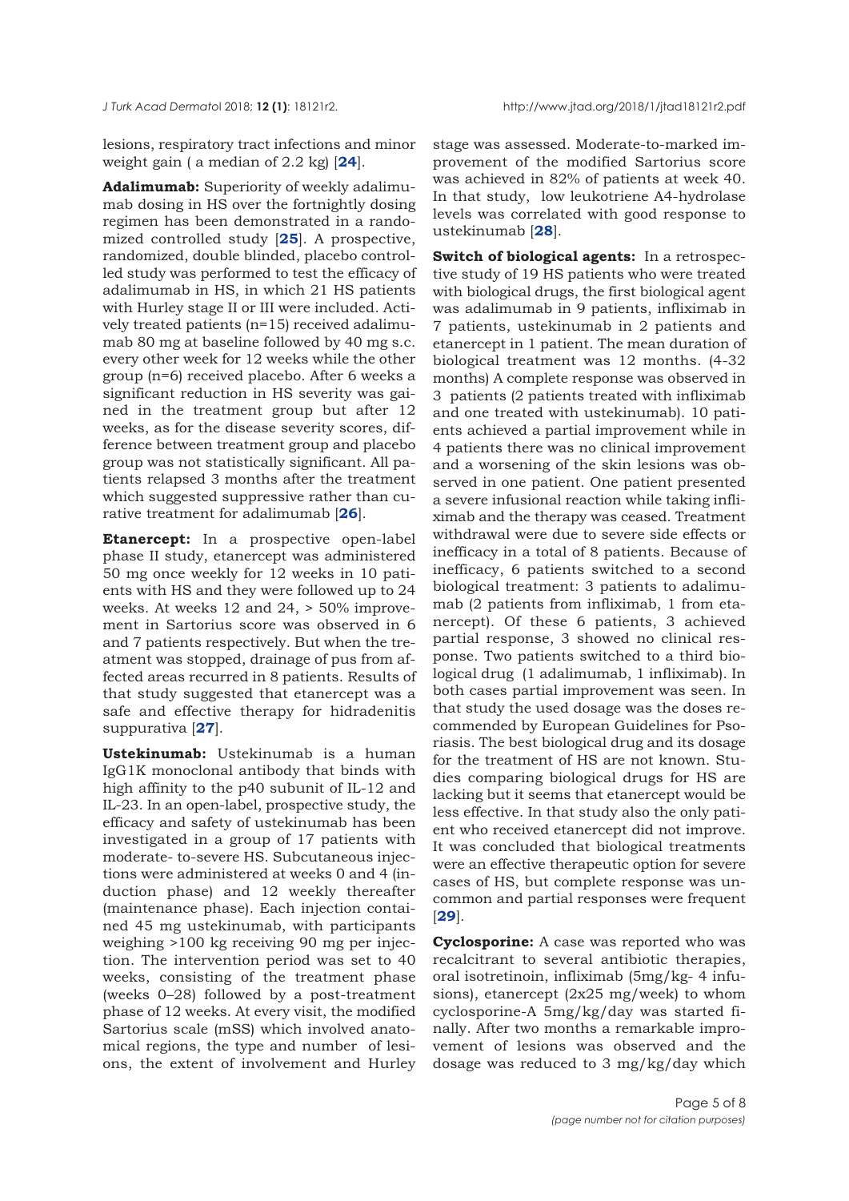lesions, respiratory tract infections and minor weight gain ( a median of 2.2 kg) [**24**].

**Adalimumab:** Superiority of weekly adalimumab dosing in HS over the fortnightly dosing regimen has been demonstrated in a randomized controlled study [**25**]. A prospective, randomized, double blinded, placebo controlled study was performed to test the efficacy of adalimumab in HS, in which 21 HS patients with Hurley stage II or III were included. Actively treated patients (n=15) received adalimumab 80 mg at baseline followed by 40 mg s.c. every other week for 12 weeks while the other group (n=6) received placebo. After 6 weeks a significant reduction in HS severity was gained in the treatment group but after 12 weeks, as for the disease severity scores, difference between treatment group and placebo group was not statistically significant. All patients relapsed 3 months after the treatment which suggested suppressive rather than curative treatment for adalimumab [**26**].

**Etanercept:** In a prospective open-label phase II study, etanercept was administered 50 mg once weekly for 12 weeks in 10 patients with HS and they were followed up to 24 weeks. At weeks 12 and 24, > 50% improvement in Sartorius score was observed in 6 and 7 patients respectively. But when the treatment was stopped, drainage of pus from affected areas recurred in 8 patients. Results of that study suggested that etanercept was a safe and effective therapy for hidradenitis suppurativa [**27**].

**Ustekinumab:** Ustekinumab is a human IgG1K monoclonal antibody that binds with high affinity to the p40 subunit of IL-12 and IL-23. In an open-label, prospective study, the efficacy and safety of ustekinumab has been investigated in a group of 17 patients with moderate- to-severe HS. Subcutaneous injections were administered at weeks 0 and 4 (induction phase) and 12 weekly thereafter (maintenance phase). Each injection contained 45 mg ustekinumab, with participants weighing >100 kg receiving 90 mg per injection. The intervention period was set to 40 weeks, consisting of the treatment phase (weeks 0–28) followed by a post-treatment phase of 12 weeks. At every visit, the modified Sartorius scale (mSS) which involved anatomical regions, the type and number of lesions, the extent of involvement and Hurley stage was assessed. Moderate-to-marked improvement of the modified Sartorius score was achieved in 82% of patients at week 40. In that study, low leukotriene A4-hydrolase levels was correlated with good response to ustekinumab [**28**].

**Switch of biological agents:** In a retrospective study of 19 HS patients who were treated with biological drugs, the first biological agent was adalimumab in 9 patients, infliximab in 7 patients, ustekinumab in 2 patients and etanercept in 1 patient. The mean duration of biological treatment was 12 months. (4-32 months) A complete response was observed in 3 patients (2 patients treated with infliximab and one treated with ustekinumab). 10 patients achieved a partial improvement while in 4 patients there was no clinical improvement and a worsening of the skin lesions was observed in one patient. One patient presented a severe infusional reaction while taking infliximab and the therapy was ceased. Treatment withdrawal were due to severe side effects or inefficacy in a total of 8 patients. Because of inefficacy, 6 patients switched to a second biological treatment: 3 patients to adalimumab (2 patients from infliximab, 1 from etanercept). Of these 6 patients, 3 achieved partial response, 3 showed no clinical response. Two patients switched to a third biological drug (1 adalimumab, 1 infliximab). In both cases partial improvement was seen. In that study the used dosage was the doses recommended by European Guidelines for Psoriasis. The best biological drug and its dosage for the treatment of HS are not known. Studies comparing biological drugs for HS are lacking but it seems that etanercept would be less effective. In that study also the only patient who received etanercept did not improve. It was concluded that biological treatments were an effective therapeutic option for severe cases of HS, but complete response was uncommon and partial responses were frequent [**29**].

**Cyclosporine:** A case was reported who was recalcitrant to several antibiotic therapies, oral isotretinoin, infliximab (5mg/kg- 4 infusions), etanercept (2x25 mg/week) to whom cyclosporine-A 5mg/kg/day was started finally. After two months a remarkable improvement of lesions was observed and the dosage was reduced to 3 mg/kg/day which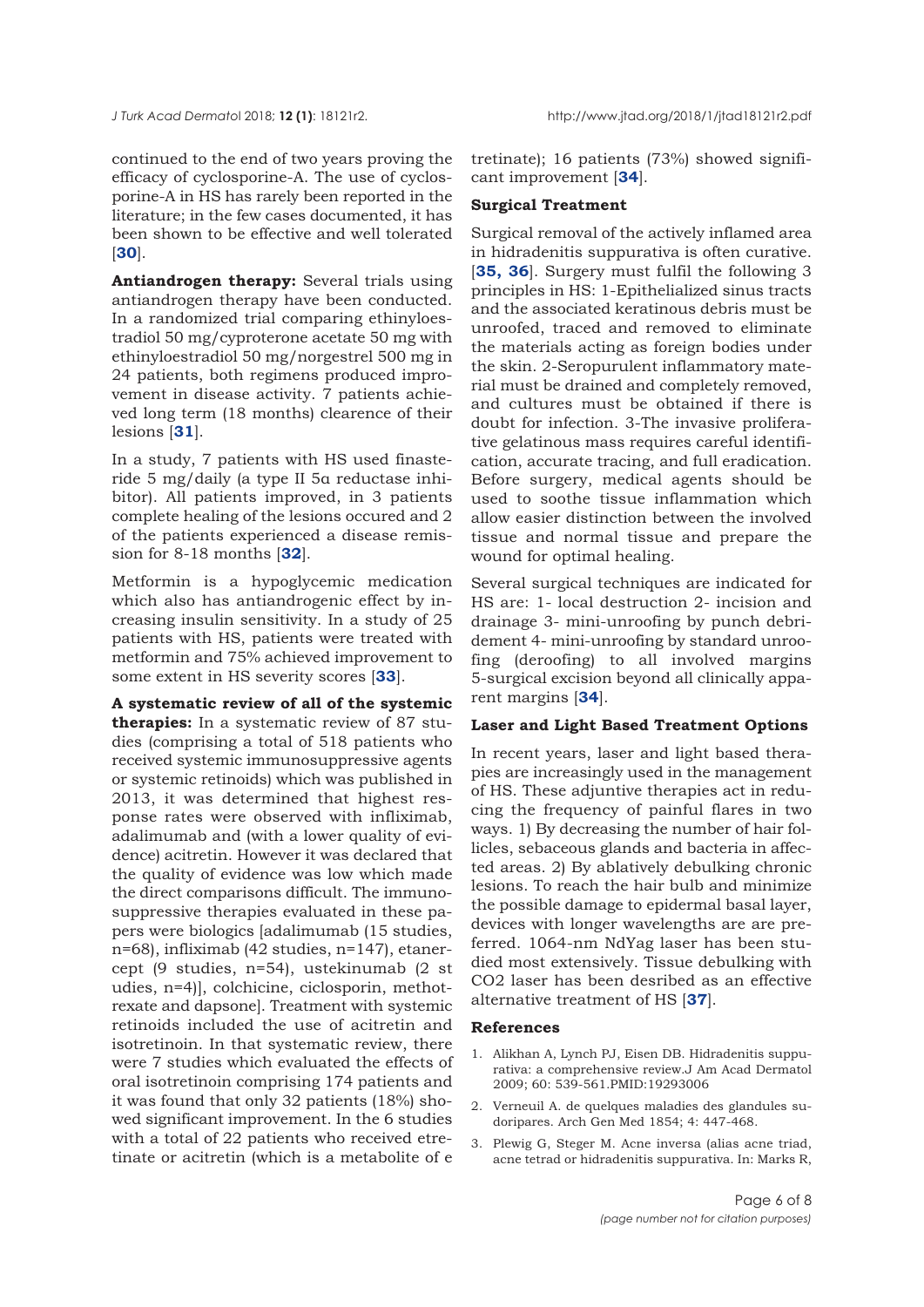continued to the end of two years proving the efficacy of cyclosporine-A. The use of cyclosporine-A in HS has rarely been reported in the literature; in the few cases documented, it has been shown to be effective and well tolerated [30].

**Antiandrogen therapy:** Several trials using antiandrogen therapy have been conducted. In a randomized trial comparing ethinyloestradiol 50 mg/cyproterone acetate 50 mg with ethinyloestradiol 50 mg/norgestrel 500 mg in 24 patients, both regimens produced improvement in disease activity. 7 patients achieved long term (18 months) clearence of their lesions [31].

In a study, 7 patients with HS used finasteride 5 mg/daily (a type II 5α reductase inhibitor). All patients improved, in 3 patients complete healing of the lesions occured and 2 of the patients experienced a disease remission for 8-18 months [32].

Metformin is a hypoglycemic medication which also has antiandrogenic effect by increasing insulin sensitivity. In a study of 25 patients with HS, patients were treated with metformin and 75% achieved improvement to some extent in HS severity scores [33].

**A systematic review of all of the systemic therapies:** In a systematic review of 87 studies (comprising a total of 518 patients who received systemic immunosuppressive agents or systemic retinoids) which was published in 2013, it was determined that highest response rates were observed with infliximab, adalimumab and (with a lower quality of evidence) acitretin. However it was declared that the quality of evidence was low which made the direct comparisons difficult. The immunosuppressive therapies evaluated in these papers were biologics [adalimumab (15 studies, n=68), infliximab (42 studies, n=147), etanercept (9 studies, n=54), ustekinumab (2 st udies, n=4)], colchicine, ciclosporin, methotrexate and dapsone]. Treatment with systemic retinoids included the use of acitretin and isotretinoin. In that systematic review, there were 7 studies which evaluated the effects of oral isotretinoin comprising 174 patients and it was found that only 32 patients (18%) showed significant improvement. In the 6 studies with a total of 22 patients who received etretinate or acitretin (which is a metabolite of etretinate); 16 patients (73%) showed significant improvement [34].

### Surgical Treatment

Surgical removal of the actively inflamed area in hidradenitis suppurativa is often curative. [35, 36]. Surgery must fulfil the following 3 principles in HS: 1-Epithelialized sinus tracts and the associated keratinous debris must be unroofed, traced and removed to eliminate the materials acting as foreign bodies under the skin. 2-Seropurulent inflammatory material must be drained and completely removed, and cultures must be obtained if there is doubt for infection. 3-The invasive proliferative gelatinous mass requires careful identification, accurate tracing, and full eradication. Before surgery, medical agents should be used to soothe tissue inflammation which allow easier distinction between the involved tissue and normal tissue and prepare the wound for optimal healing.

Several surgical techniques are indicated for HS are: 1- local destruction 2- incision and drainage 3- mini-unroofing by punch debridement 4- mini-unroofing by standard unroofing (deroofing) to all involved margins 5-surgical excision beyond all clinically apparent margins [34].

### Laser and Light Based Treatment Options

In recent years, laser and light based therapies are increasingly used in the management of HS. These adjuntive therapies act in reducing the frequency of painful flares in two ways. 1) By decreasing the number of hair follicles, sebaceous glands and bacteria in affected areas. 2) By ablatively debulking chronic lesions. To reach the hair bulb and minimize the possible damage to epidermal basal layer, devices with longer wavelengths are are preferred. 1064-nm NdYag laser has been studied most extensively. Tissue debulking with CO2 laser has been desribed as an effective alternative treatment of HS [37].

## References

1. Alikhan A, Lynch PJ, Eisen DB. Hidradenitis suppurativa: a comprehensive review.J Am Acad Dermatol 2009; 60: 539-561.PMID:19293006
2. Verneuil A. de quelques maladies des glandules sudoripares. Arch Gen Med 1854; 4: 447-468.
3. Plewig G, Steger M. Acne inversa (alias acne triad, acne tetrad or hidradenitis suppurativa. In: Marks R,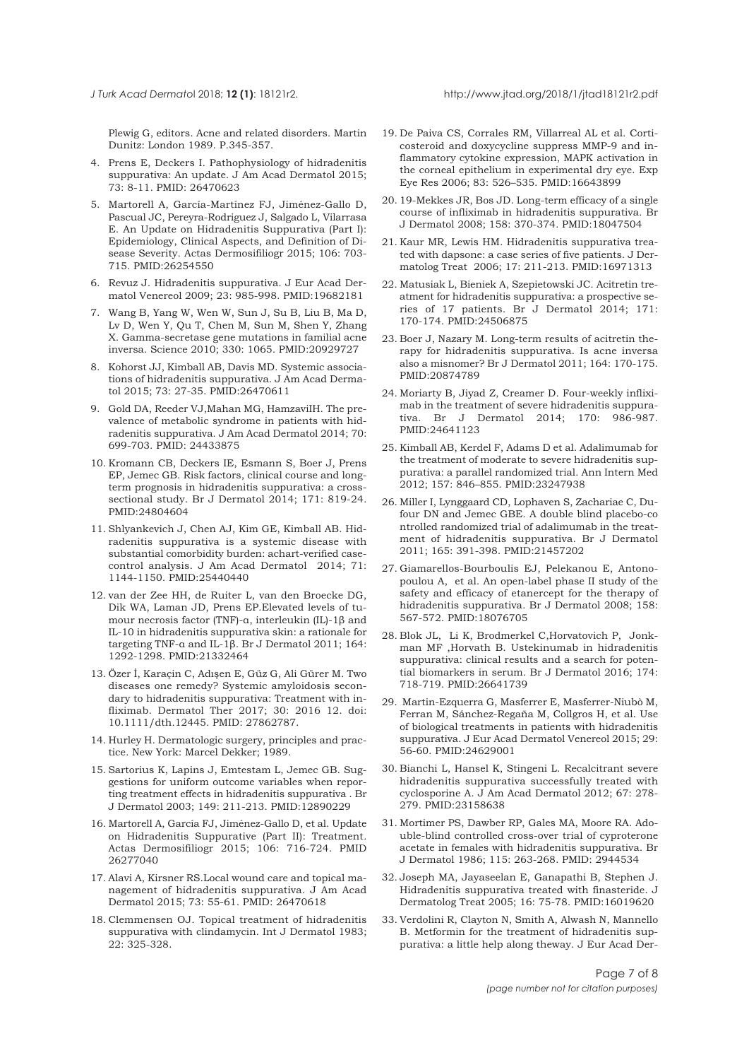Plewig G, editors. Acne and related disorders. Martin Dunitz: London 1989. P.345-357.

4. Prens E, Deckers I. Pathophysiology of hidradenitis suppurativa: An update. J Am Acad Dermatol 2015; 73: 8-11. PMID: 26470623

5. Martorell A, García-Martínez FJ, Jiménez-Gallo D, Pascual JC, Pereyra-Rodriguez J, Salgado L, Vilarrasa E. An Update on Hidradenitis Suppurativa (Part I): Epidemiology, Clinical Aspects, and Definition of Disease Severity. Actas Dermosifiliogr 2015; 106: 703-715. PMID:26254550

6. Revuz J. Hidradenitis suppurativa. J Eur Acad Dermatol Venereol 2009; 23: 985-998. PMID:19682181

7. Wang B, Yang W, Wen W, Sun J, Su B, Liu B, Ma D, Lv D, Wen Y, Qu T, Chen M, Sun M, Shen Y, Zhang X. Gamma-secretase gene mutations in familial acne inversa. Science 2010; 330: 1065. PMID:20929727

8. Kohorst JJ, Kimball AB, Davis MD. Systemic associations of hidradenitis suppurativa. J Am Acad Dermatol 2015; 73: 27-35. PMID:26470611

9. Gold DA, Reeder VJ,Mahan MG, HamzaviIH. The prevalence of metabolic syndrome in patients with hidradenitis suppurativa. J Am Acad Dermatol 2014; 70: 699-703. PMID: 24433875

10. Kromann CB, Deckers IE, Esmann S, Boer J, Prens EP, Jemec GB. Risk factors, clinical course and long-term prognosis in hidradenitis suppurativa: a cross-sectional study. Br J Dermatol 2014; 171: 819-24. PMID:24804604

11. Shlyankevich J, Chen AJ, Kim GE, Kimball AB. Hidradenitis suppurativa is a systemic disease with substantial comorbidity burden: achart-verified case-control analysis. J Am Acad Dermatol 2014; 71: 1144-1150. PMID:25440440

12. van der Zee HH, de Ruiter L, van den Broecke DG, Dik WA, Laman JD, Prens EP.Elevated levels of tumour necrosis factor (TNF)-α, interleukin (IL)-1β and IL-10 in hidradenitis suppurativa skin: a rationale for targeting TNF-α and IL-1β. Br J Dermatol 2011; 164: 1292-1298. PMID:21332464

13. Özer İ, Karaçin C, Adışen E, Güz G, Ali Gürer M. Two diseases one remedy? Systemic amyloidosis secondary to hidradenitis suppurativa: Treatment with infliximab. Dermatol Ther 2017; 30: 2016 12. doi: 10.1111/dth.12445. PMID: 27862787.

14. Hurley H. Dermatologic surgery, principles and practice. New York: Marcel Dekker; 1989.

15. Sartorius K, Lapins J, Emtestam L, Jemec GB. Suggestions for uniform outcome variables when reporting treatment effects in hidradenitis suppurativa . Br J Dermatol 2003; 149: 211-213. PMID:12890229

16. Martorell A, García FJ, Jiménez-Gallo D, et al. Update on Hidradenitis Suppurative (Part II): Treatment. Actas Dermosifiliogr 2015; 106: 716-724. PMID 26277040

17. Alavi A, Kirsner RS.Local wound care and topical management of hidradenitis suppurativa. J Am Acad Dermatol 2015; 73: 55-61. PMID: 26470618

18. Clemmensen OJ. Topical treatment of hidradenitis suppurativa with clindamycin. Int J Dermatol 1983; 22: 325-328.

19. De Paiva CS, Corrales RM, Villarreal AL et al. Corticosteroid and doxycycline suppress MMP-9 and inflammatory cytokine expression, MAPK activation in the corneal epithelium in experimental dry eye. Exp Eye Res 2006; 83: 526–535. PMID:16643899

20. 19-Mekkes JR, Bos JD. Long-term efficacy of a single course of infliximab in hidradenitis suppurativa. Br J Dermatol 2008; 158: 370-374. PMID:18047504

21. Kaur MR, Lewis HM. Hidradenitis suppurativa treated with dapsone: a case series of five patients. J Dermatolog Treat 2006; 17: 211-213. PMID:16971313

22. Matusiak L, Bieniek A, Szepietowski JC. Acitretin treatment for hidradenitis suppurativa: a prospective series of 17 patients. Br J Dermatol 2014; 171: 170-174. PMID:24506875

23. Boer J, Nazary M. Long-term results of acitretin therapy for hidradenitis suppurativa. Is acne inversa also a misnomer? Br J Dermatol 2011; 164: 170-175. PMID:20874789

24. Moriarty B, Jiyad Z, Creamer D. Four-weekly infliximab in the treatment of severe hidradenitis suppurativa. Br J Dermatol 2014; 170: 986-987. PMID:24641123

25. Kimball AB, Kerdel F, Adams D et al. Adalimumab for the treatment of moderate to severe hidradenitis suppurativa: a parallel randomized trial. Ann Intern Med 2012; 157: 846–855. PMID:23247938

26. Miller I, Lynggaard CD, Lophaven S, Zachariae C, Dufour DN and Jemec GBE. A double blind placebo-co ntrolled randomized trial of adalimumab in the treatment of hidradenitis suppurativa. Br J Dermatol 2011; 165: 391-398. PMID:21457202

27. Giamarellos-Bourboulis EJ, Pelekanou E, Antonopoulou A, et al. An open-label phase II study of the safety and efficacy of etanercept for the therapy of hidradenitis suppurativa. Br J Dermatol 2008; 158: 567-572. PMID:18076705

28. Blok JL, Li K, Brodmerkel C,Horvatovich P, Jonkman MF ,Horvath B. Ustekinumab in hidradenitis suppurativa: clinical results and a search for potential biomarkers in serum. Br J Dermatol 2016; 174: 718-719. PMID:26641739

29. Martin-Ezquerra G, Masferrer E, Masferrer-Niubò M, Ferran M, Sánchez-Regaña M, Collgros H, et al. Use of biological treatments in patients with hidradenitis suppurativa. J Eur Acad Dermatol Venereol 2015; 29: 56-60. PMID:24629001

30. Bianchi L, Hansel K, Stingeni L. Recalcitrant severe hidradenitis suppurativa successfully treated with cyclosporine A. J Am Acad Dermatol 2012; 67: 278-279. PMID:23158638

31. Mortimer PS, Dawber RP, Gales MA, Moore RA. Adouble-blind controlled cross-over trial of cyproterone acetate in females with hidradenitis suppurativa. Br J Dermatol 1986; 115: 263-268. PMID: 2944534

32. Joseph MA, Jayaseelan E, Ganapathi B, Stephen J. Hidradenitis suppurativa treated with finasteride. J Dermatolog Treat 2005; 16: 75-78. PMID:16019620

33. Verdolini R, Clayton N, Smith A, Alwash N, Mannello B. Metformin for the treatment of hidradenitis suppurativa: a little help along theway. J Eur Acad Der-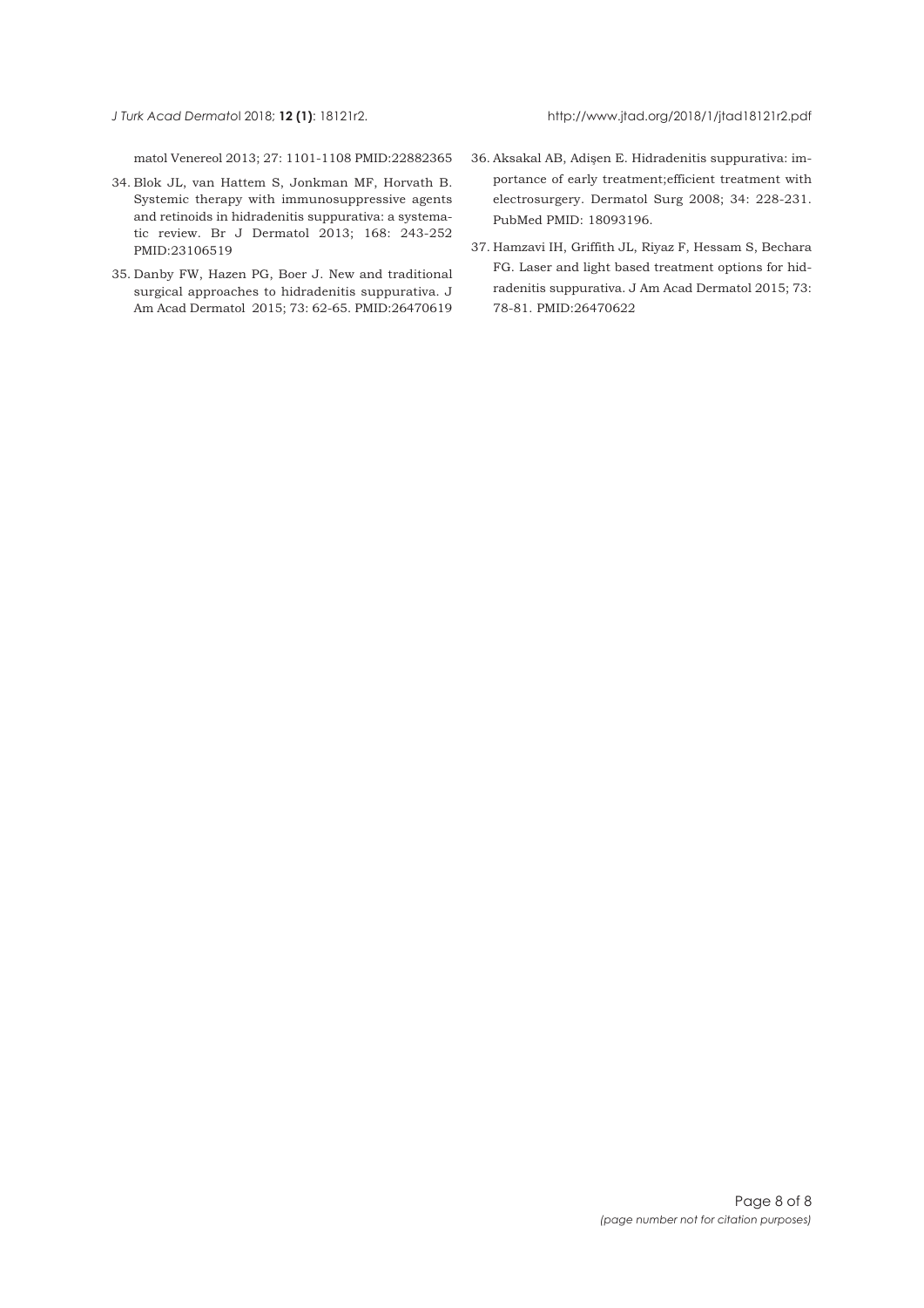matol Venereol 2013; 27: 1101-1108 PMID:22882365

34. Blok JL, van Hattem S, Jonkman MF, Horvath B. Systemic therapy with immunosuppressive agents and retinoids in hidradenitis suppurativa: a systematic review. Br J Dermatol 2013; 168: 243-252 PMID:23106519
35. Danby FW, Hazen PG, Boer J. New and traditional surgical approaches to hidradenitis suppurativa. J Am Acad Dermatol 2015; 73: 62-65. PMID:26470619
36. Aksakal AB, Adişen E. Hidradenitis suppurativa: importance of early treatment;efficient treatment with electrosurgery. Dermatol Surg 2008; 34: 228-231. PubMed PMID: 18093196.
37. Hamzavi IH, Griffith JL, Riyaz F, Hessam S, Bechara FG. Laser and light based treatment options for hidradenitis suppurativa. J Am Acad Dermatol 2015; 73: 78-81. PMID:26470622